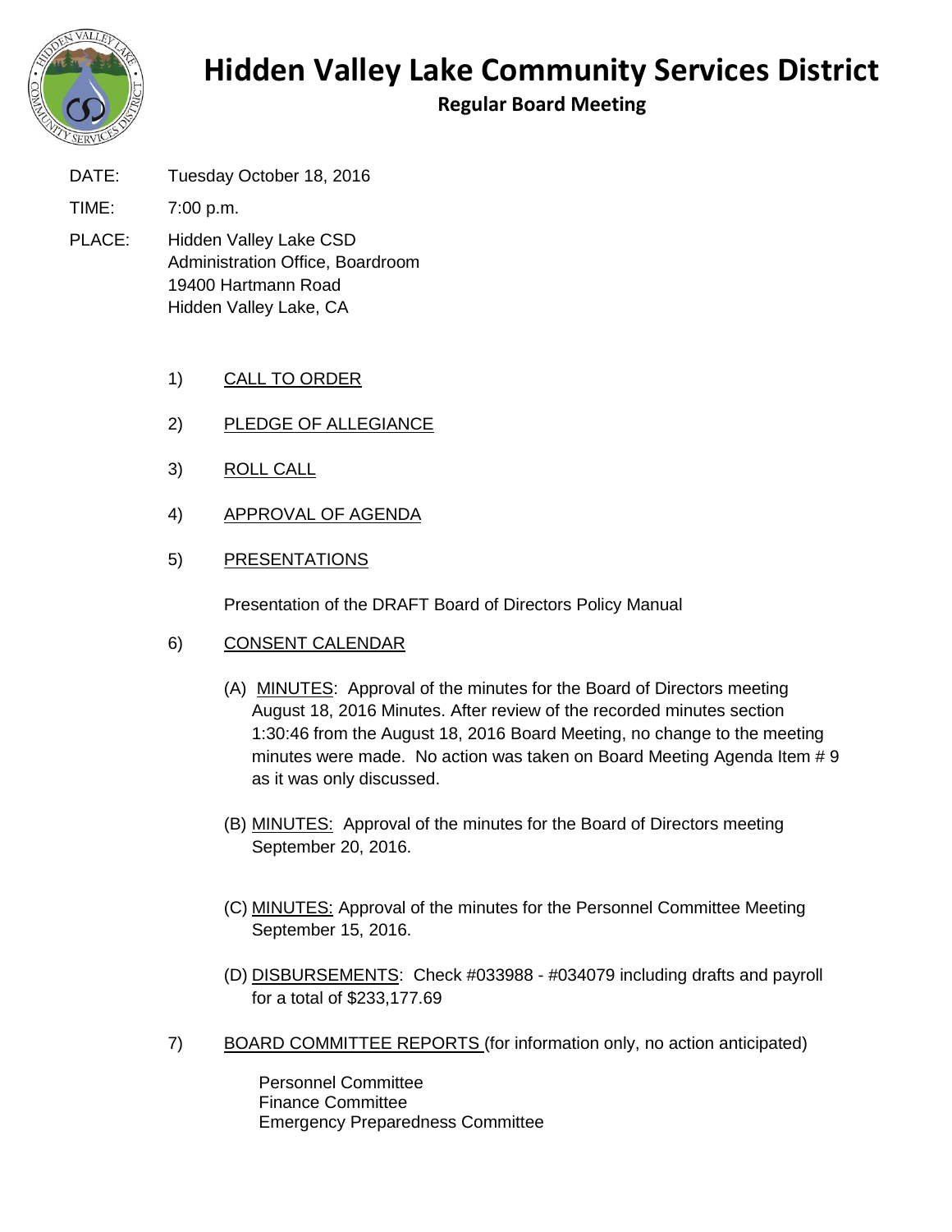# Hidden Valley Lake Community Services District

## Regular Board Meeting

DATE: Tuesday October 18, 2016

TIME: 7:00 p.m.

PLACE: Hidden Valley Lake CSD
Administration Office, Boardroom
19400 Hartmann Road
Hidden Valley Lake, CA

1) CALL TO ORDER

2) PLEDGE OF ALLEGIANCE

3) ROLL CALL

4) APPROVAL OF AGENDA

5) PRESENTATIONS

   Presentation of the DRAFT Board of Directors Policy Manual

6) CONSENT CALENDAR

   (A) MINUTES: Approval of the minutes for the Board of Directors meeting August 18, 2016 Minutes. After review of the recorded minutes section 1:30:46 from the August 18, 2016 Board Meeting, no change to the meeting minutes were made. No action was taken on Board Meeting Agenda Item # 9 as it was only discussed.

   (B) MINUTES: Approval of the minutes for the Board of Directors meeting September 20, 2016.

   (C) MINUTES: Approval of the minutes for the Personnel Committee Meeting September 15, 2016.

   (D) DISBURSEMENTS: Check #033988 - #034079 including drafts and payroll for a total of $233,177.69

7) BOARD COMMITTEE REPORTS (for information only, no action anticipated)

   Personnel Committee
   Finance Committee
   Emergency Preparedness Committee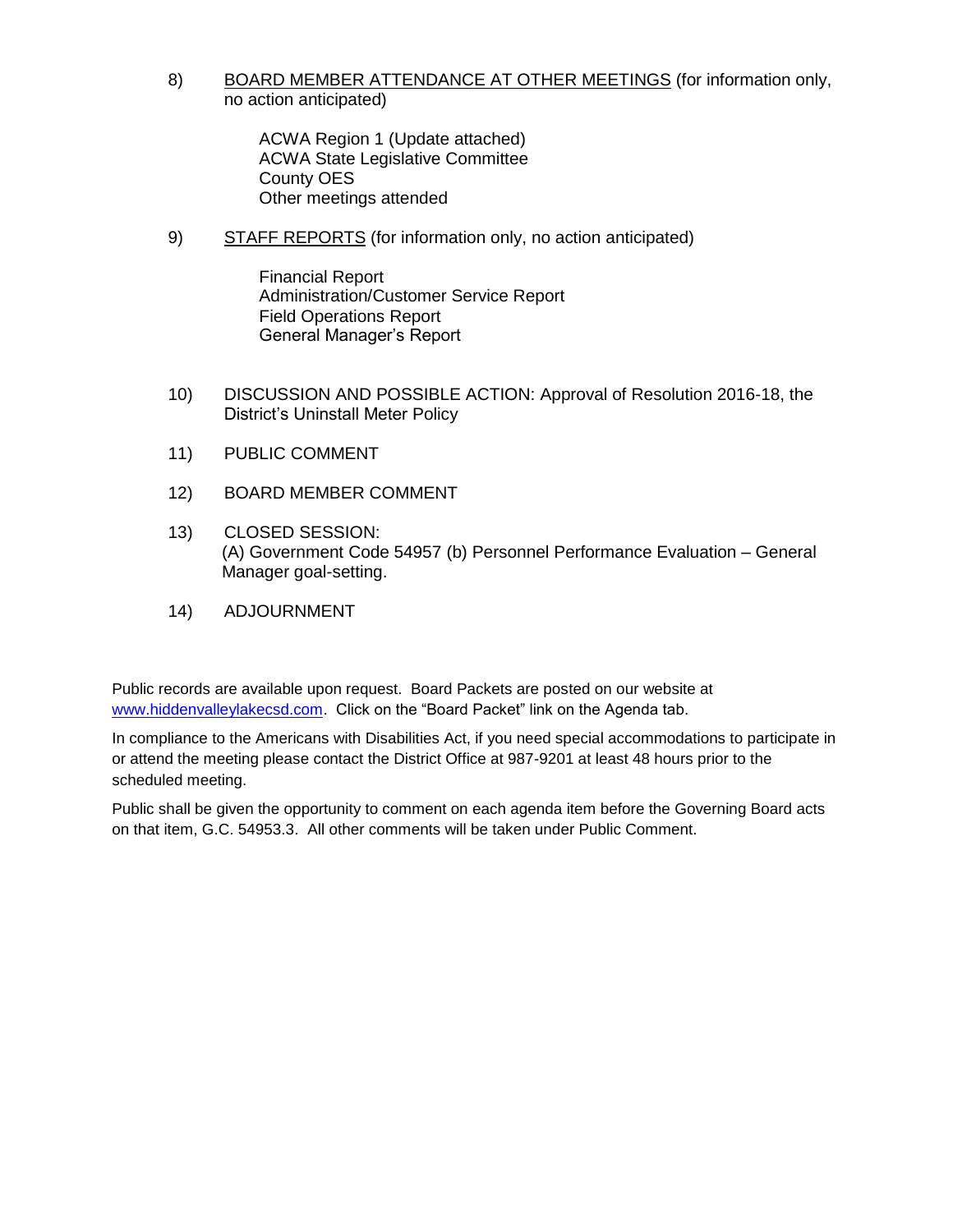8) <u>BOARD MEMBER ATTENDANCE AT OTHER MEETINGS</u> (for information only, no action anticipated)

ACWA Region 1 (Update attached)
ACWA State Legislative Committee
County OES
Other meetings attended

9) <u>STAFF REPORTS</u> (for information only, no action anticipated)

Financial Report
Administration/Customer Service Report
Field Operations Report
General Manager's Report

10) DISCUSSION AND POSSIBLE ACTION: Approval of Resolution 2016-18, the District's Uninstall Meter Policy

11) PUBLIC COMMENT

12) BOARD MEMBER COMMENT

13) CLOSED SESSION:
(A) Government Code 54957 (b) Personnel Performance Evaluation – General Manager goal-setting.

14) ADJOURNMENT

Public records are available upon request. Board Packets are posted on our website at www.hiddenvalleylakecsd.com. Click on the "Board Packet" link on the Agenda tab.

In compliance to the Americans with Disabilities Act, if you need special accommodations to participate in or attend the meeting please contact the District Office at 987-9201 at least 48 hours prior to the scheduled meeting.

Public shall be given the opportunity to comment on each agenda item before the Governing Board acts on that item, G.C. 54953.3. All other comments will be taken under Public Comment.